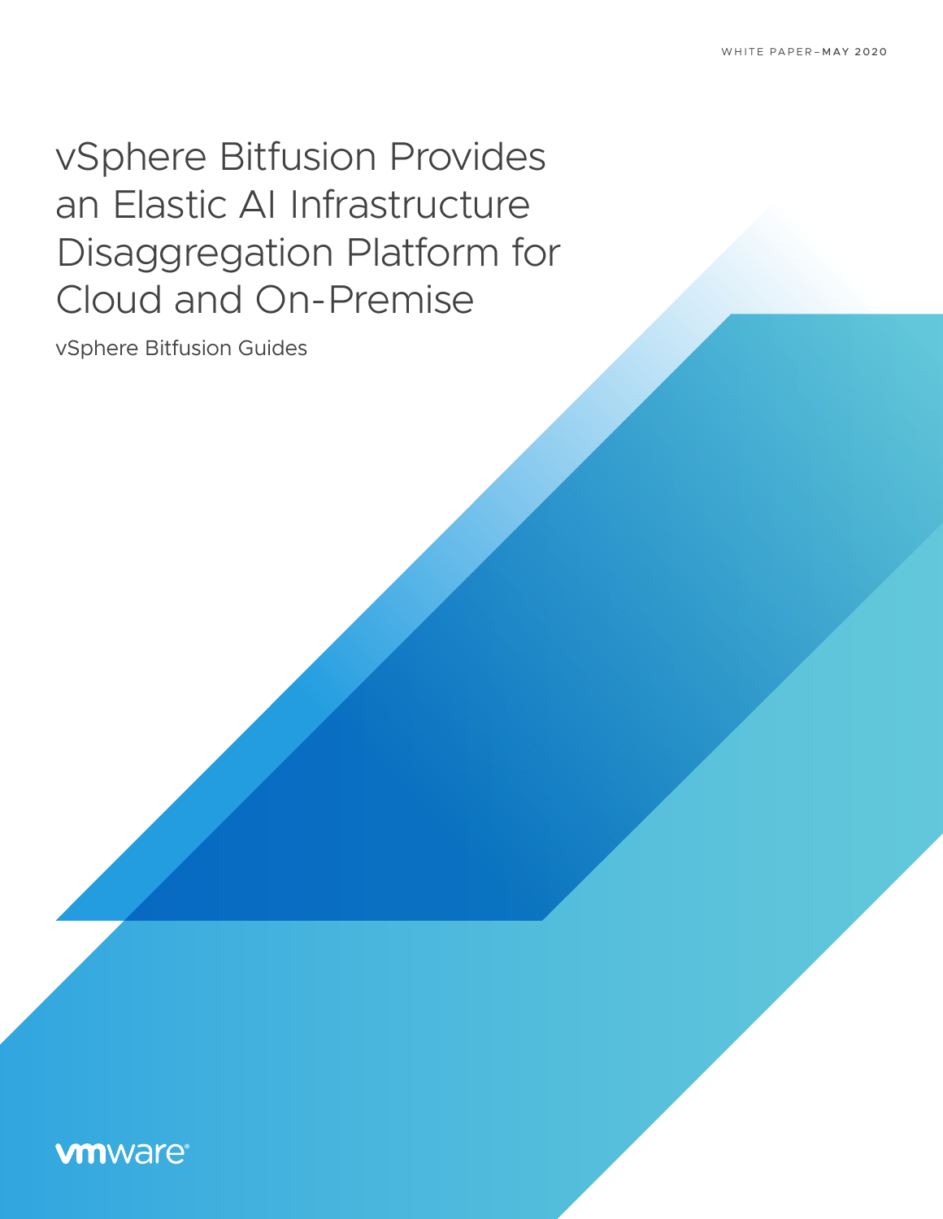WHITE PAPER–MAY 2020

# vSphere Bitfusion Provides an Elastic AI Infrastructure Disaggregation Platform for Cloud and On-Premise

vSphere Bitfusion Guides

vmware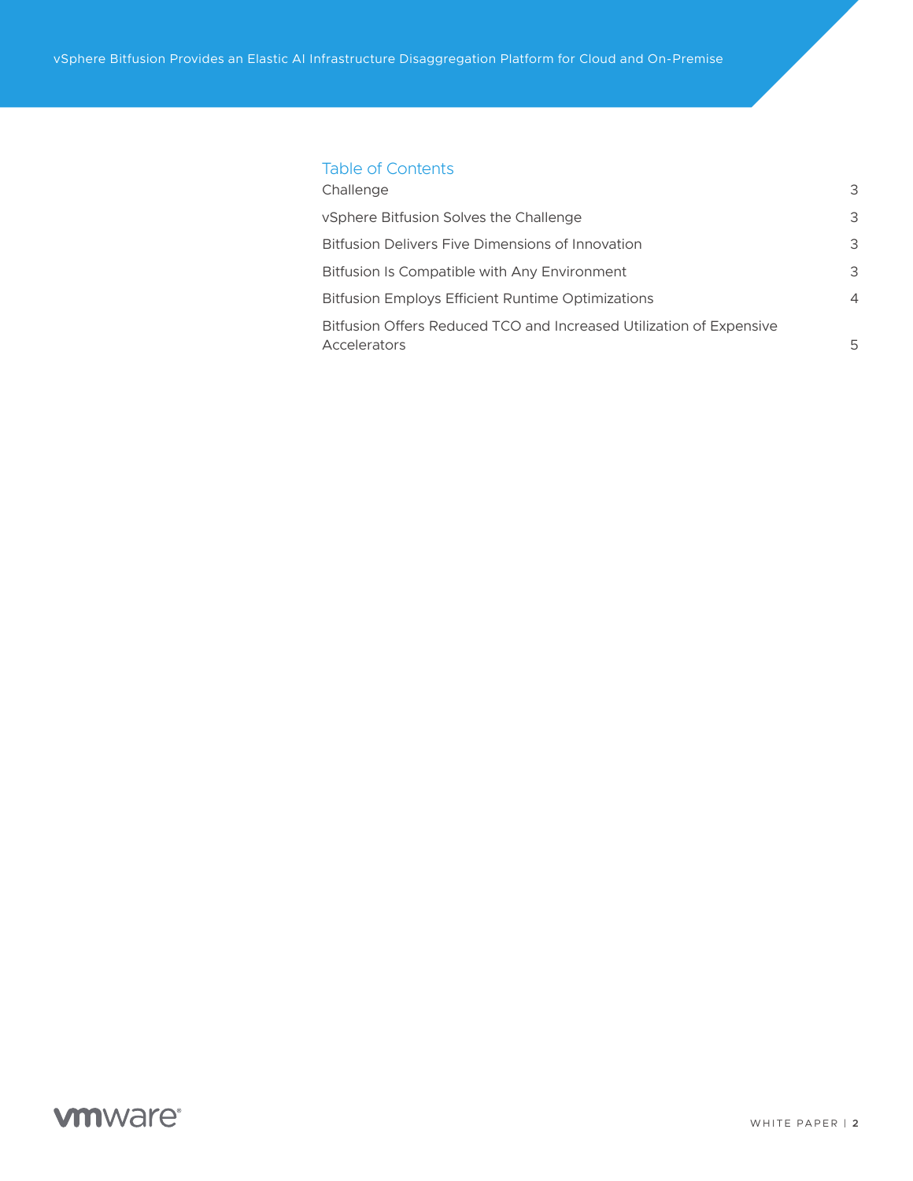## Table of Contents

| | |
|---|---|
| Challenge | 3 |
| vSphere Bitfusion Solves the Challenge | 3 |
| Bitfusion Delivers Five Dimensions of Innovation | 3 |
| Bitfusion Is Compatible with Any Environment | 3 |
| Bitfusion Employs Efficient Runtime Optimizations | 4 |
| Bitfusion Offers Reduced TCO and Increased Utilization of Expensive Accelerators | 5 |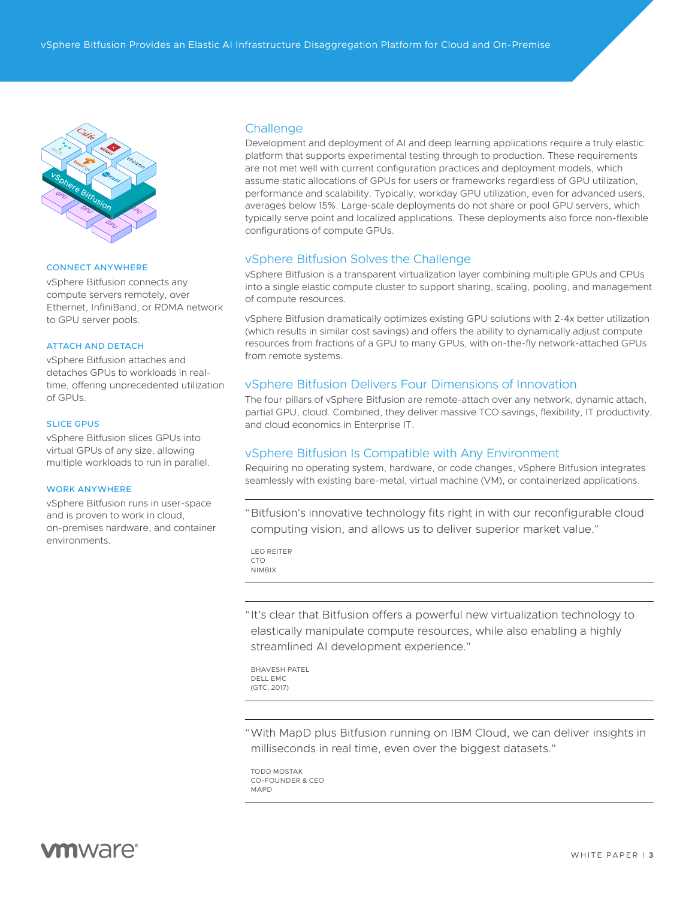CONNECT ANYWHERE

vSphere Bitfusion connects any compute servers remotely, over Ethernet, InfiniBand, or RDMA network to GPU server pools.

ATTACH AND DETACH

vSphere Bitfusion attaches and detaches GPUs to workloads in real-time, offering unprecedented utilization of GPUs.

SLICE GPUS

vSphere Bitfusion slices GPUs into virtual GPUs of any size, allowing multiple workloads to run in parallel.

WORK ANYWHERE

vSphere Bitfusion runs in user-space and is proven to work in cloud, on-premises hardware, and container environments.

## Challenge

Development and deployment of AI and deep learning applications require a truly elastic platform that supports experimental testing through to production. These requirements are not met well with current configuration practices and deployment models, which assume static allocations of GPUs for users or frameworks regardless of GPU utilization, performance and scalability. Typically, workday GPU utilization, even for advanced users, averages below 15%. Large-scale deployments do not share or pool GPU servers, which typically serve point and localized applications. These deployments also force non-flexible configurations of compute GPUs.

## vSphere Bitfusion Solves the Challenge

vSphere Bitfusion is a transparent virtualization layer combining multiple GPUs and CPUs into a single elastic compute cluster to support sharing, scaling, pooling, and management of compute resources.

vSphere Bitfusion dramatically optimizes existing GPU solutions with 2-4x better utilization (which results in similar cost savings) and offers the ability to dynamically adjust compute resources from fractions of a GPU to many GPUs, with on-the-fly network-attached GPUs from remote systems.

## vSphere Bitfusion Delivers Four Dimensions of Innovation

The four pillars of vSphere Bitfusion are remote-attach over any network, dynamic attach, partial GPU, cloud. Combined, they deliver massive TCO savings, flexibility, IT productivity, and cloud economics in Enterprise IT.

## vSphere Bitfusion Is Compatible with Any Environment

Requiring no operating system, hardware, or code changes, vSphere Bitfusion integrates seamlessly with existing bare-metal, virtual machine (VM), or containerized applications.

---

> "Bitfusion's innovative technology fits right in with our reconfigurable cloud computing vision, and allows us to deliver superior market value."
>
> LEO REITER
> CTO
> NIMBIX

---

> "It's clear that Bitfusion offers a powerful new virtualization technology to elastically manipulate compute resources, while also enabling a highly streamlined AI development experience."
>
> BHAVESH PATEL
> DELL EMC
> (GTC, 2017)

---

> "With MapD plus Bitfusion running on IBM Cloud, we can deliver insights in milliseconds in real time, even over the biggest datasets."
>
> TODD MOSTAK
> CO-FOUNDER & CEO
> MAPD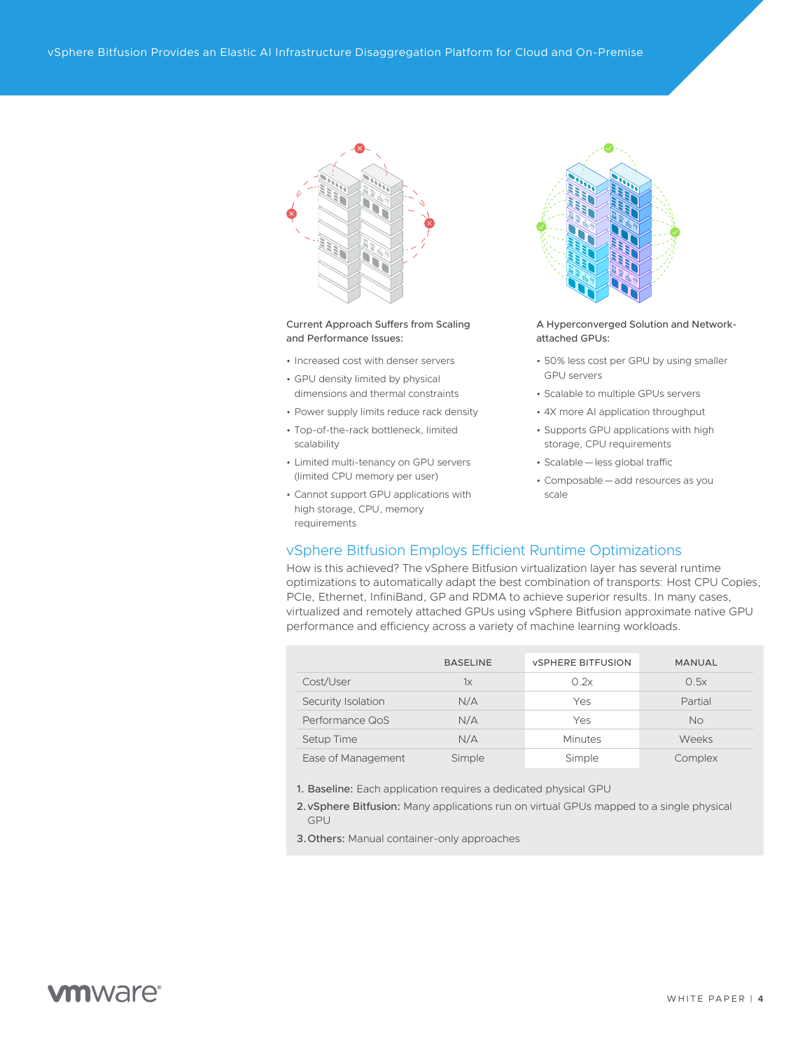Current Approach Suffers from Scaling and Performance Issues:

- Increased cost with denser servers
- GPU density limited by physical dimensions and thermal constraints
- Power supply limits reduce rack density
- Top-of-the-rack bottleneck, limited scalability
- Limited multi-tenancy on GPU servers (limited CPU memory per user)
- Cannot support GPU applications with high storage, CPU, memory requirements

A Hyperconverged Solution and Network-attached GPUs:

- 50% less cost per GPU by using smaller GPU servers
- Scalable to multiple GPUs servers
- 4X more AI application throughput
- Supports GPU applications with high storage, CPU requirements
- Scalable — less global traffic
- Composable — add resources as you scale

## vSphere Bitfusion Employs Efficient Runtime Optimizations

How is this achieved? The vSphere Bitfusion virtualization layer has several runtime optimizations to automatically adapt the best combination of transports: Host CPU Copies, PCIe, Ethernet, InfiniBand, GP and RDMA to achieve superior results. In many cases, virtualized and remotely attached GPUs using vSphere Bitfusion approximate native GPU performance and efficiency across a variety of machine learning workloads.

| | BASELINE | vSPHERE BITFUSION | MANUAL |
|---|---|---|---|
| Cost/User | 1x | 0.2x | 0.5x |
| Security Isolation | N/A | Yes | Partial |
| Performance QoS | N/A | Yes | No |
| Setup Time | N/A | Minutes | Weeks |
| Ease of Management | Simple | Simple | Complex |

1. **Baseline:** Each application requires a dedicated physical GPU
2. **vSphere Bitfusion:** Many applications run on virtual GPUs mapped to a single physical GPU
3. **Others:** Manual container-only approaches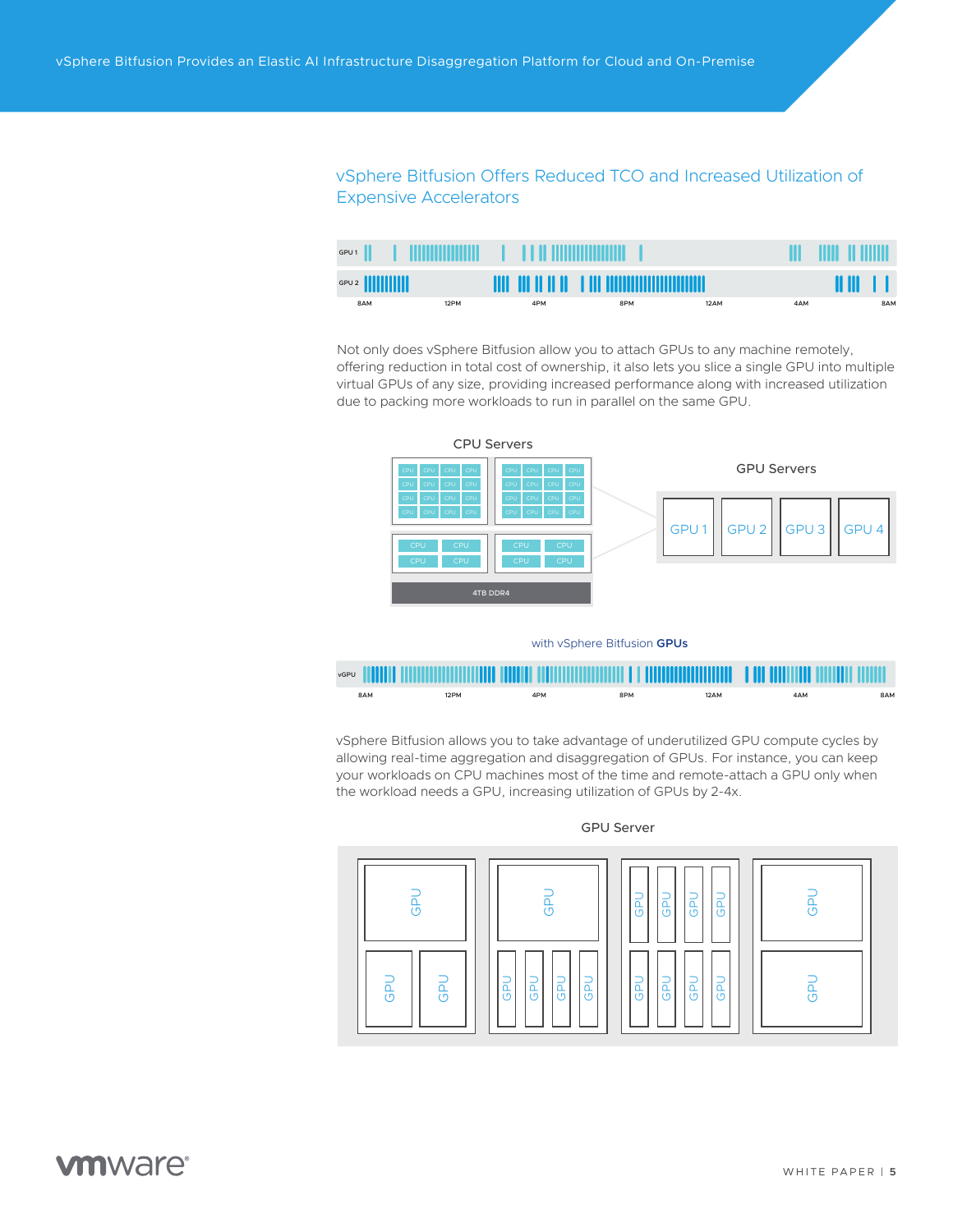## vSphere Bitfusion Offers Reduced TCO and Increased Utilization of Expensive Accelerators

Not only does vSphere Bitfusion allow you to attach GPUs to any machine remotely, offering reduction in total cost of ownership, it also lets you slice a single GPU into multiple virtual GPUs of any size, providing increased performance along with increased utilization due to packing more workloads to run in parallel on the same GPU.

vSphere Bitfusion allows you to take advantage of underutilized GPU compute cycles by allowing real-time aggregation and disaggregation of GPUs. For instance, you can keep your workloads on CPU machines most of the time and remote-attach a GPU only when the workload needs a GPU, increasing utilization of GPUs by 2-4x.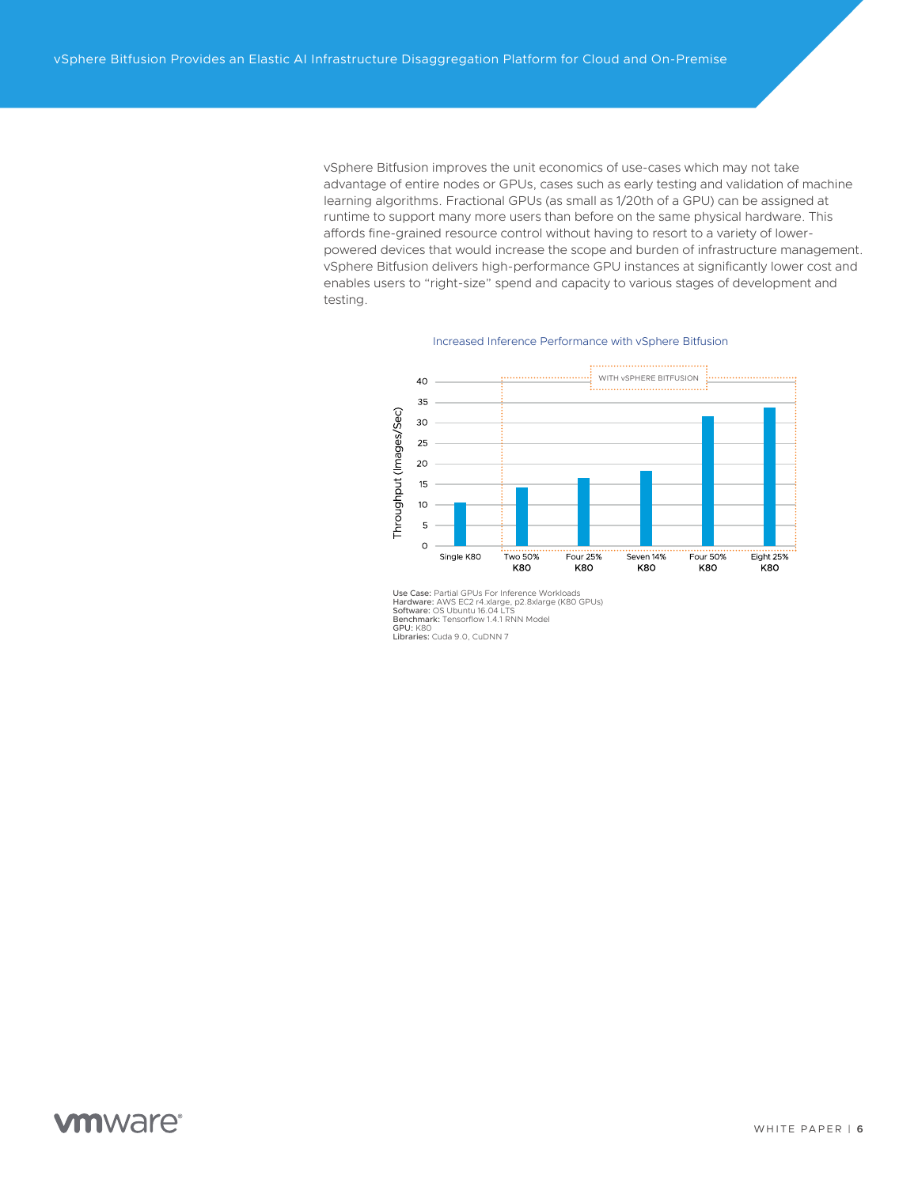vSphere Bitfusion improves the unit economics of use-cases which may not take advantage of entire nodes or GPUs, cases such as early testing and validation of machine learning algorithms. Fractional GPUs (as small as 1/20th of a GPU) can be assigned at runtime to support many more users than before on the same physical hardware. This affords fine-grained resource control without having to resort to a variety of lower-powered devices that would increase the scope and burden of infrastructure management. vSphere Bitfusion delivers high-performance GPU instances at significantly lower cost and enables users to "right-size" spend and capacity to various stages of development and testing.

Increased Inference Performance with vSphere Bitfusion

**Use Case:** Partial GPUs For Inference Workloads
**Hardware:** AWS EC2 r4.xlarge, p2.8xlarge (K80 GPUs)
**Software:** OS Ubuntu 16.04 LTS
**Benchmark:** Tensorflow 1.4.1 RNN Model
**GPU:** K80
**Libraries:** Cuda 9.0, CuDNN 7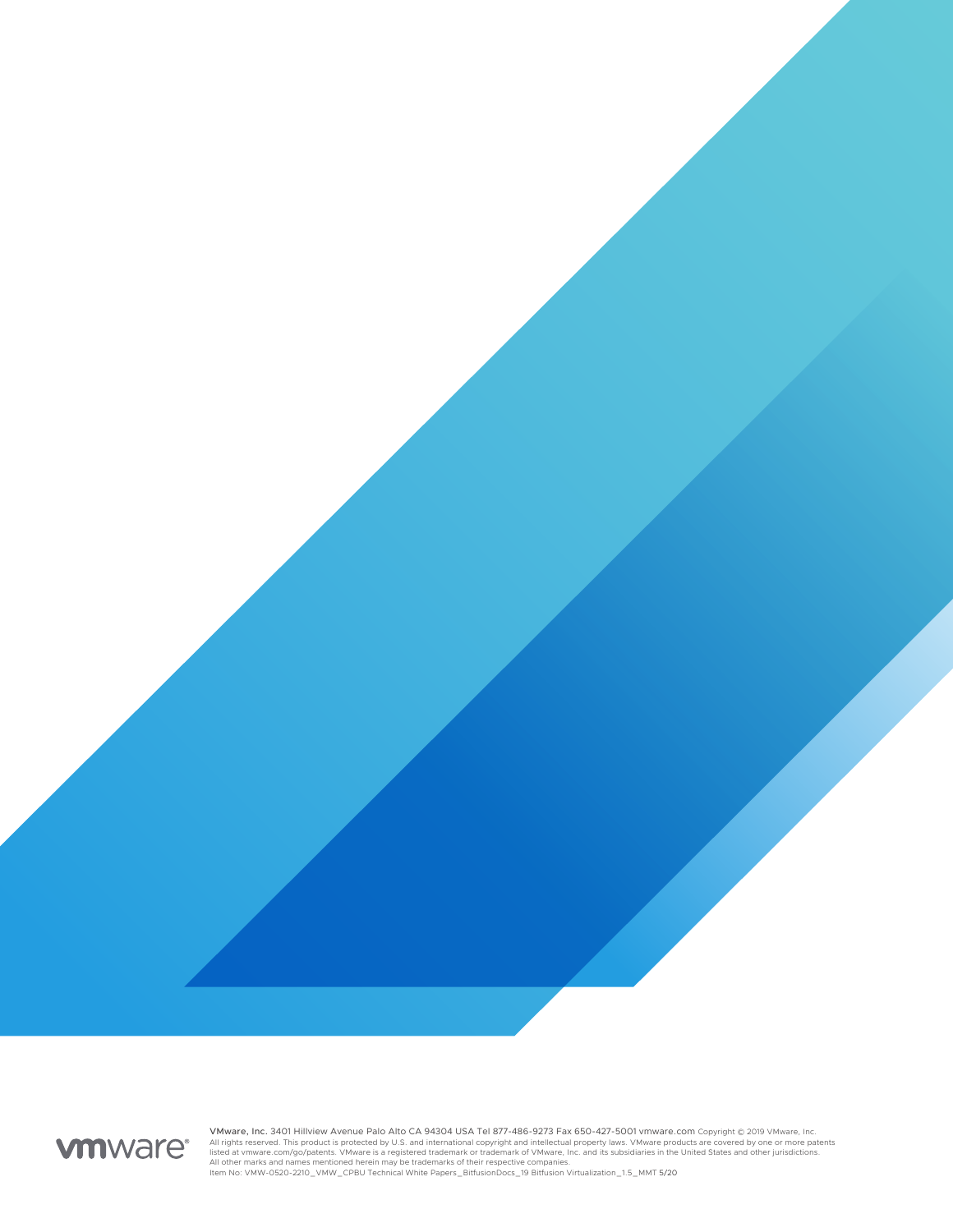vmware

**VMware, Inc.** 3401 Hillview Avenue Palo Alto CA 94304 USA Tel 877-486-9273 Fax 650-427-5001 vmware.com Copyright © 2019 VMware, Inc. All rights reserved. This product is protected by U.S. and international copyright and intellectual property laws. VMware products are covered by one or more patents listed at vmware.com/go/patents. VMware is a registered trademark or trademark of VMware, Inc. and its subsidiaries in the United States and other jurisdictions. All other marks and names mentioned herein may be trademarks of their respective companies.
Item No: VMW-0520-2210_VMW_CPBU Technical White Papers_BitfusionDocs_19 Bitfusion Virtualization_1.5_MMT 5/20